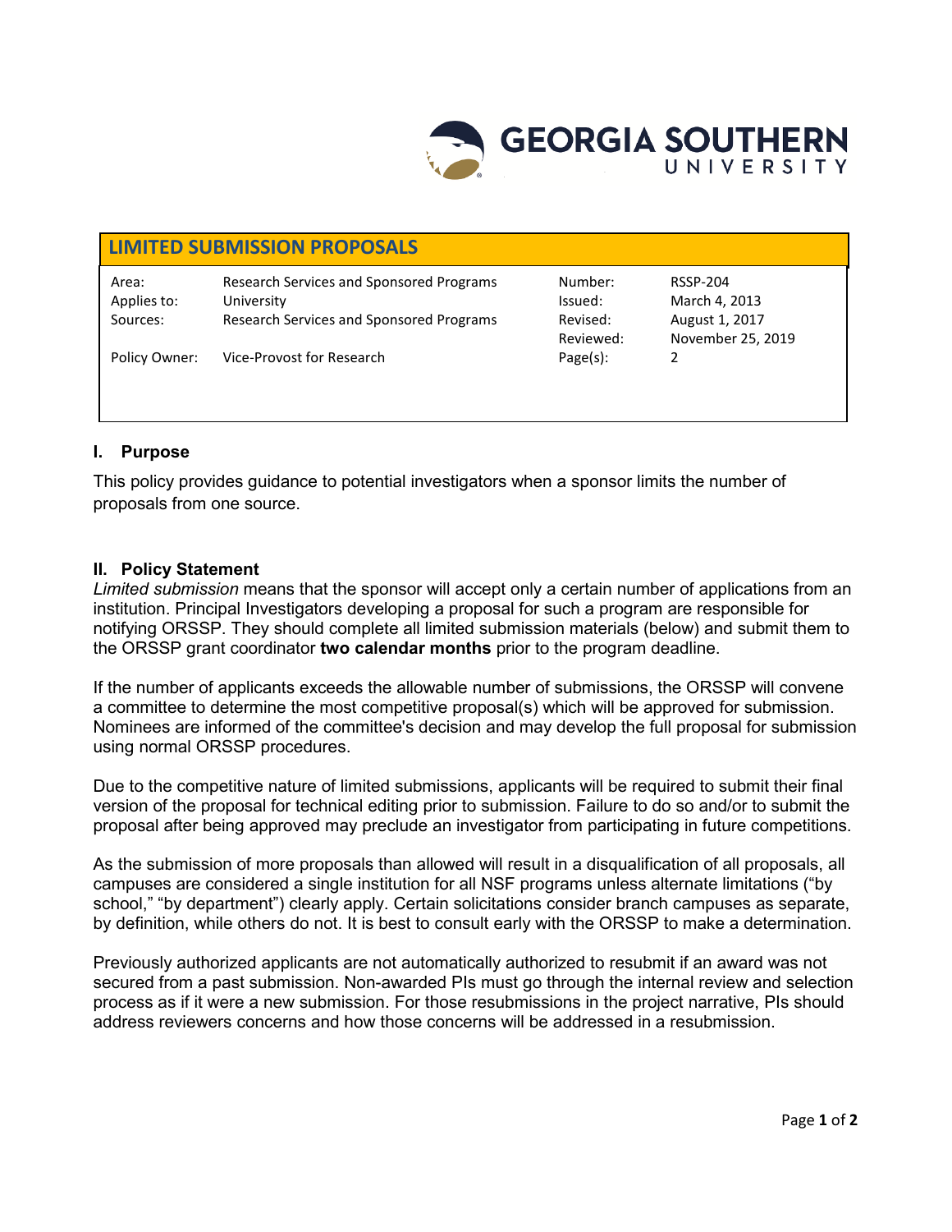# LIMITED SUBMISSION PROPOSALS

| | | | |
|---|---|---|---|
| Area: | Research Services and Sponsored Programs | Number: | RSSP-204 |
| Applies to: | University | Issued: | March 4, 2013 |
| Sources: | Research Services and Sponsored Programs | Revised: | August 1, 2017 |
| | | Reviewed: | November 25, 2019 |
| Policy Owner: | Vice-Provost for Research | Page(s): | 2 |

## I. Purpose

This policy provides guidance to potential investigators when a sponsor limits the number of proposals from one source.

## II. Policy Statement

*Limited submission* means that the sponsor will accept only a certain number of applications from an institution. Principal Investigators developing a proposal for such a program are responsible for notifying ORSSP. They should complete all limited submission materials (below) and submit them to the ORSSP grant coordinator **two calendar months** prior to the program deadline.

If the number of applicants exceeds the allowable number of submissions, the ORSSP will convene a committee to determine the most competitive proposal(s) which will be approved for submission. Nominees are informed of the committee's decision and may develop the full proposal for submission using normal ORSSP procedures.

Due to the competitive nature of limited submissions, applicants will be required to submit their final version of the proposal for technical editing prior to submission. Failure to do so and/or to submit the proposal after being approved may preclude an investigator from participating in future competitions.

As the submission of more proposals than allowed will result in a disqualification of all proposals, all campuses are considered a single institution for all NSF programs unless alternate limitations ("by school," "by department") clearly apply. Certain solicitations consider branch campuses as separate, by definition, while others do not. It is best to consult early with the ORSSP to make a determination.

Previously authorized applicants are not automatically authorized to resubmit if an award was not secured from a past submission. Non-awarded PIs must go through the internal review and selection process as if it were a new submission. For those resubmissions in the project narrative, PIs should address reviewers concerns and how those concerns will be addressed in a resubmission.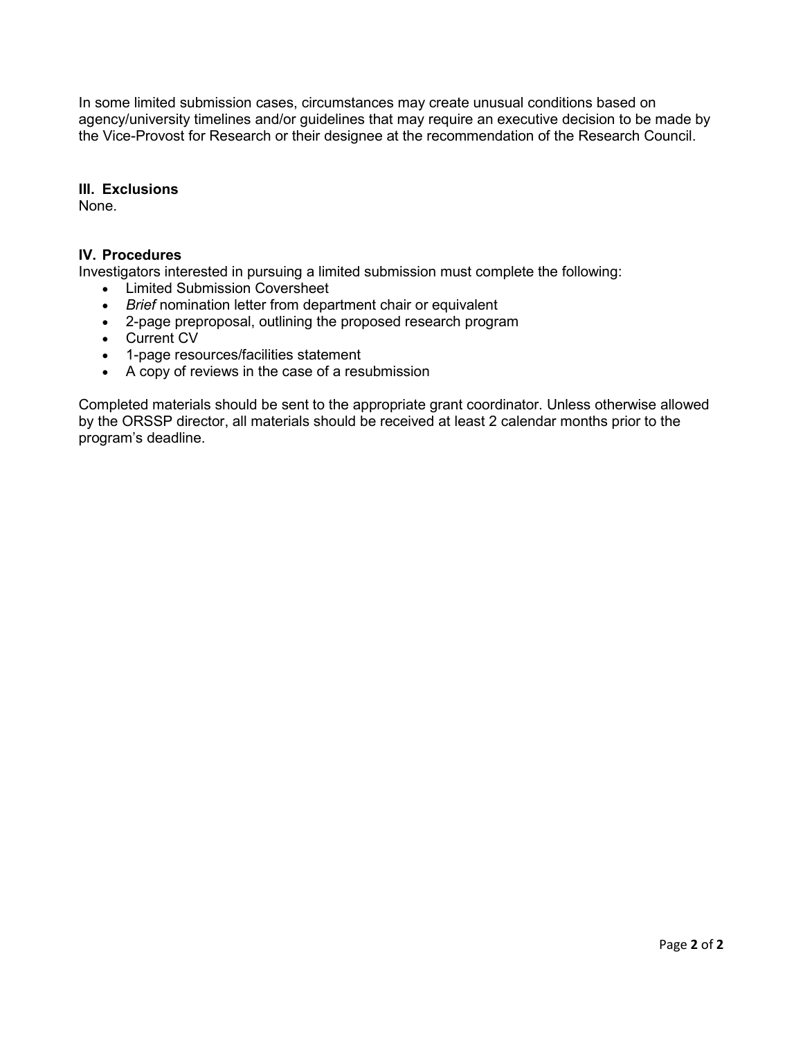In some limited submission cases, circumstances may create unusual conditions based on agency/university timelines and/or guidelines that may require an executive decision to be made by the Vice-Provost for Research or their designee at the recommendation of the Research Council.

### III. Exclusions

None.

### IV. Procedures

Investigators interested in pursuing a limited submission must complete the following:

- Limited Submission Coversheet
- *Brief* nomination letter from department chair or equivalent
- 2-page preproposal, outlining the proposed research program
- Current CV
- 1-page resources/facilities statement
- A copy of reviews in the case of a resubmission

Completed materials should be sent to the appropriate grant coordinator. Unless otherwise allowed by the ORSSP director, all materials should be received at least 2 calendar months prior to the program's deadline.